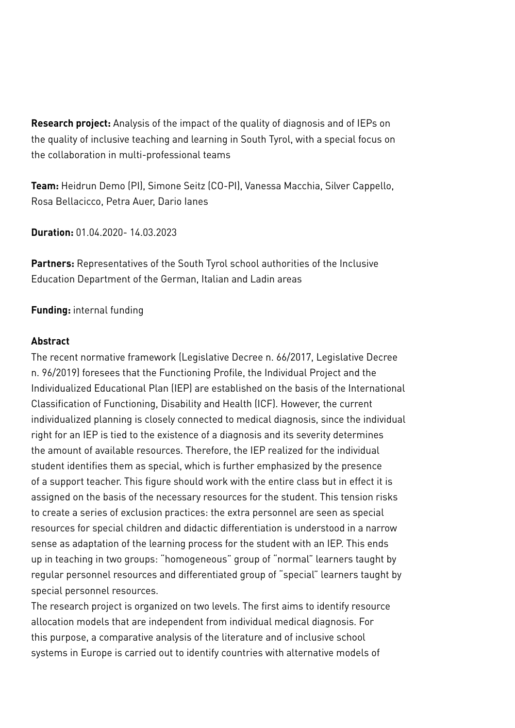**Research project:** Analysis of the impact of the quality of diagnosis and of IEPs on the quality of inclusive teaching and learning in South Tyrol, with a special focus on the collaboration in multi-professional teams

**Team:** Heidrun Demo (PI), Simone Seitz (CO-PI), Vanessa Macchia, Silver Cappello, Rosa Bellacicco, Petra Auer, Dario Ianes

**Duration:** 01.04.2020- 14.03.2023

**Partners:** Representatives of the South Tyrol school authorities of the Inclusive Education Department of the German, Italian and Ladin areas

**Funding:** internal funding

**Abstract**

The recent normative framework (Legislative Decree n. 66/2017, Legislative Decree n. 96/2019) foresees that the Functioning Profile, the Individual Project and the Individualized Educational Plan (IEP) are established on the basis of the International Classification of Functioning, Disability and Health (ICF). However, the current individualized planning is closely connected to medical diagnosis, since the individual right for an IEP is tied to the existence of a diagnosis and its severity determines the amount of available resources. Therefore, the IEP realized for the individual student identifies them as special, which is further emphasized by the presence of a support teacher. This figure should work with the entire class but in effect it is assigned on the basis of the necessary resources for the student. This tension risks to create a series of exclusion practices: the extra personnel are seen as special resources for special children and didactic differentiation is understood in a narrow sense as adaptation of the learning process for the student with an IEP. This ends up in teaching in two groups: "homogeneous" group of "normal" learners taught by regular personnel resources and differentiated group of "special" learners taught by special personnel resources.

The research project is organized on two levels. The first aims to identify resource allocation models that are independent from individual medical diagnosis. For this purpose, a comparative analysis of the literature and of inclusive school systems in Europe is carried out to identify countries with alternative models of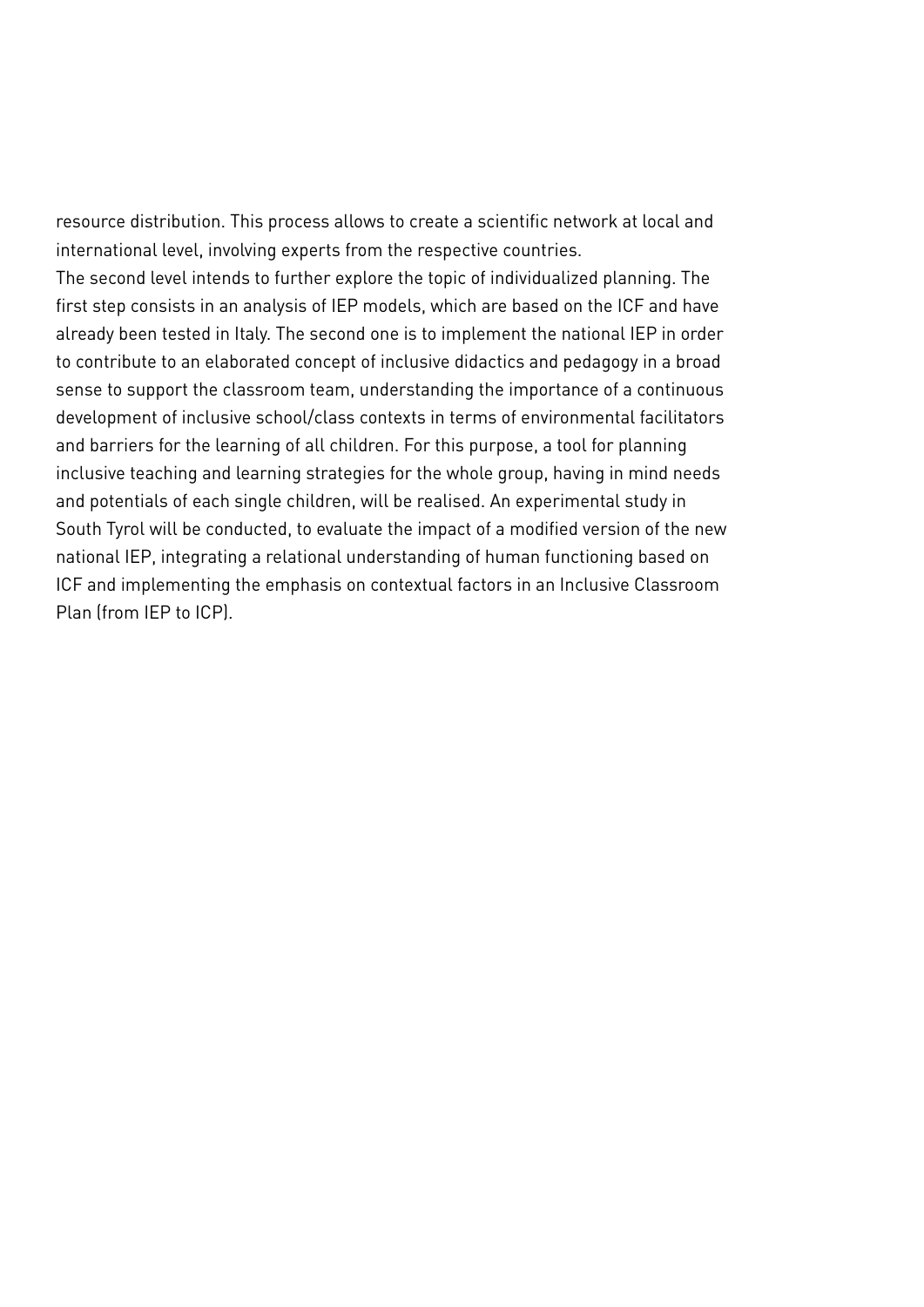resource distribution. This process allows to create a scientific network at local and international level, involving experts from the respective countries.

The second level intends to further explore the topic of individualized planning. The first step consists in an analysis of IEP models, which are based on the ICF and have already been tested in Italy. The second one is to implement the national IEP in order to contribute to an elaborated concept of inclusive didactics and pedagogy in a broad sense to support the classroom team, understanding the importance of a continuous development of inclusive school/class contexts in terms of environmental facilitators and barriers for the learning of all children. For this purpose, a tool for planning inclusive teaching and learning strategies for the whole group, having in mind needs and potentials of each single children, will be realised. An experimental study in South Tyrol will be conducted, to evaluate the impact of a modified version of the new national IEP, integrating a relational understanding of human functioning based on ICF and implementing the emphasis on contextual factors in an Inclusive Classroom Plan (from IEP to ICP).